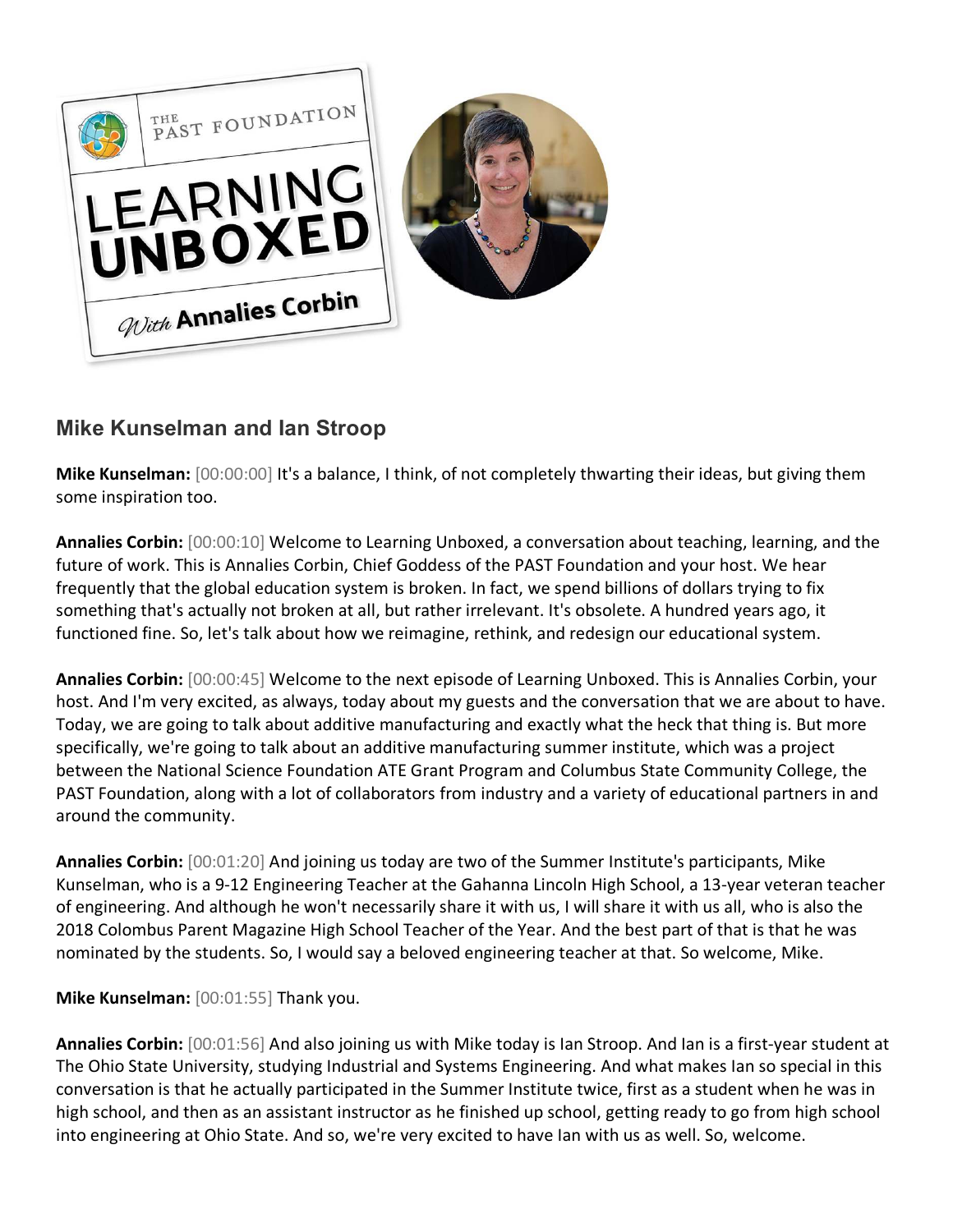## Mike Kunselman and Ian Stroop

**Mike Kunselman:** [00:00:00] It's a balance, I think, of not completely thwarting their ideas, but giving them some inspiration too.

**Annalies Corbin:** [00:00:10] Welcome to Learning Unboxed, a conversation about teaching, learning, and the future of work. This is Annalies Corbin, Chief Goddess of the PAST Foundation and your host. We hear frequently that the global education system is broken. In fact, we spend billions of dollars trying to fix something that's actually not broken at all, but rather irrelevant. It's obsolete. A hundred years ago, it functioned fine. So, let's talk about how we reimagine, rethink, and redesign our educational system.

**Annalies Corbin:** [00:00:45] Welcome to the next episode of Learning Unboxed. This is Annalies Corbin, your host. And I'm very excited, as always, today about my guests and the conversation that we are about to have. Today, we are going to talk about additive manufacturing and exactly what the heck that thing is. But more specifically, we're going to talk about an additive manufacturing summer institute, which was a project between the National Science Foundation ATE Grant Program and Columbus State Community College, the PAST Foundation, along with a lot of collaborators from industry and a variety of educational partners in and around the community.

**Annalies Corbin:** [00:01:20] And joining us today are two of the Summer Institute's participants, Mike Kunselman, who is a 9-12 Engineering Teacher at the Gahanna Lincoln High School, a 13-year veteran teacher of engineering. And although he won't necessarily share it with us, I will share it with us all, who is also the 2018 Colombus Parent Magazine High School Teacher of the Year. And the best part of that is that he was nominated by the students. So, I would say a beloved engineering teacher at that. So welcome, Mike.

**Mike Kunselman:** [00:01:55] Thank you.

**Annalies Corbin:** [00:01:56] And also joining us with Mike today is Ian Stroop. And Ian is a first-year student at The Ohio State University, studying Industrial and Systems Engineering. And what makes Ian so special in this conversation is that he actually participated in the Summer Institute twice, first as a student when he was in high school, and then as an assistant instructor as he finished up school, getting ready to go from high school into engineering at Ohio State. And so, we're very excited to have Ian with us as well. So, welcome.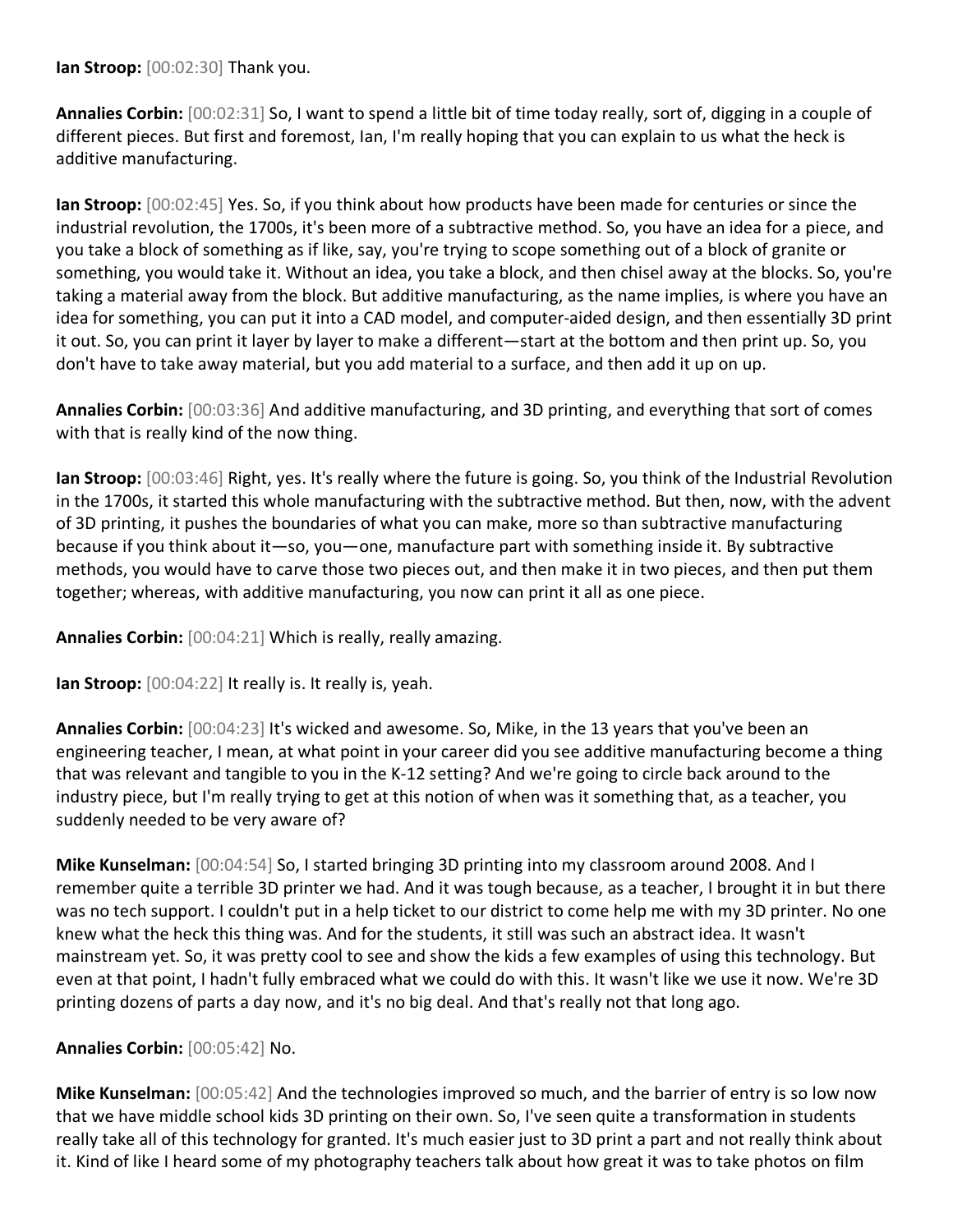**Ian Stroop:** [00:02:30] Thank you.

**Annalies Corbin:** [00:02:31] So, I want to spend a little bit of time today really, sort of, digging in a couple of different pieces. But first and foremost, Ian, I'm really hoping that you can explain to us what the heck is additive manufacturing.

**Ian Stroop:** [00:02:45] Yes. So, if you think about how products have been made for centuries or since the industrial revolution, the 1700s, it's been more of a subtractive method. So, you have an idea for a piece, and you take a block of something as if like, say, you're trying to scope something out of a block of granite or something, you would take it. Without an idea, you take a block, and then chisel away at the blocks. So, you're taking a material away from the block. But additive manufacturing, as the name implies, is where you have an idea for something, you can put it into a CAD model, and computer-aided design, and then essentially 3D print it out. So, you can print it layer by layer to make a different—start at the bottom and then print up. So, you don't have to take away material, but you add material to a surface, and then add it up on up.

**Annalies Corbin:** [00:03:36] And additive manufacturing, and 3D printing, and everything that sort of comes with that is really kind of the now thing.

**Ian Stroop:** [00:03:46] Right, yes. It's really where the future is going. So, you think of the Industrial Revolution in the 1700s, it started this whole manufacturing with the subtractive method. But then, now, with the advent of 3D printing, it pushes the boundaries of what you can make, more so than subtractive manufacturing because if you think about it—so, you—one, manufacture part with something inside it. By subtractive methods, you would have to carve those two pieces out, and then make it in two pieces, and then put them together; whereas, with additive manufacturing, you now can print it all as one piece.

**Annalies Corbin:** [00:04:21] Which is really, really amazing.

**Ian Stroop:** [00:04:22] It really is. It really is, yeah.

**Annalies Corbin:** [00:04:23] It's wicked and awesome. So, Mike, in the 13 years that you've been an engineering teacher, I mean, at what point in your career did you see additive manufacturing become a thing that was relevant and tangible to you in the K-12 setting? And we're going to circle back around to the industry piece, but I'm really trying to get at this notion of when was it something that, as a teacher, you suddenly needed to be very aware of?

**Mike Kunselman:** [00:04:54] So, I started bringing 3D printing into my classroom around 2008. And I remember quite a terrible 3D printer we had. And it was tough because, as a teacher, I brought it in but there was no tech support. I couldn't put in a help ticket to our district to come help me with my 3D printer. No one knew what the heck this thing was. And for the students, it still was such an abstract idea. It wasn't mainstream yet. So, it was pretty cool to see and show the kids a few examples of using this technology. But even at that point, I hadn't fully embraced what we could do with this. It wasn't like we use it now. We're 3D printing dozens of parts a day now, and it's no big deal. And that's really not that long ago.

**Annalies Corbin:** [00:05:42] No.

**Mike Kunselman:** [00:05:42] And the technologies improved so much, and the barrier of entry is so low now that we have middle school kids 3D printing on their own. So, I've seen quite a transformation in students really take all of this technology for granted. It's much easier just to 3D print a part and not really think about it. Kind of like I heard some of my photography teachers talk about how great it was to take photos on film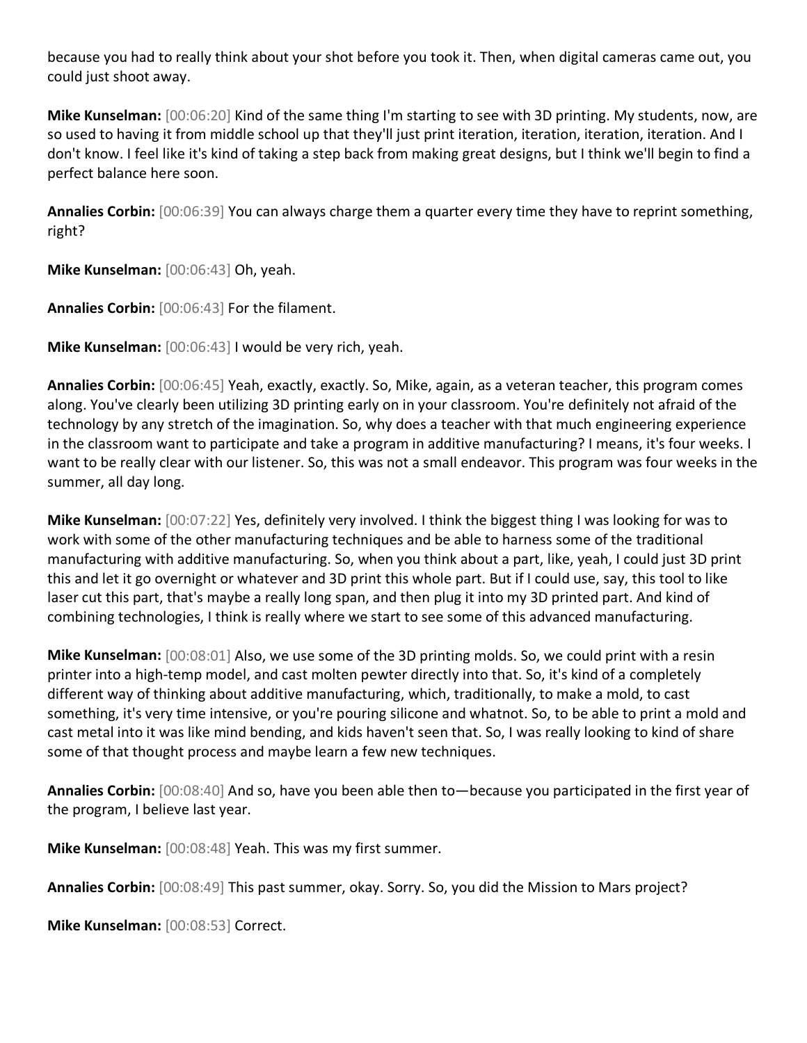because you had to really think about your shot before you took it. Then, when digital cameras came out, you could just shoot away.

**Mike Kunselman:** [00:06:20] Kind of the same thing I'm starting to see with 3D printing. My students, now, are so used to having it from middle school up that they'll just print iteration, iteration, iteration, iteration. And I don't know. I feel like it's kind of taking a step back from making great designs, but I think we'll begin to find a perfect balance here soon.

**Annalies Corbin:** [00:06:39] You can always charge them a quarter every time they have to reprint something, right?

**Mike Kunselman:** [00:06:43] Oh, yeah.

**Annalies Corbin:** [00:06:43] For the filament.

**Mike Kunselman:** [00:06:43] I would be very rich, yeah.

**Annalies Corbin:** [00:06:45] Yeah, exactly, exactly. So, Mike, again, as a veteran teacher, this program comes along. You've clearly been utilizing 3D printing early on in your classroom. You're definitely not afraid of the technology by any stretch of the imagination. So, why does a teacher with that much engineering experience in the classroom want to participate and take a program in additive manufacturing? I means, it's four weeks. I want to be really clear with our listener. So, this was not a small endeavor. This program was four weeks in the summer, all day long.

**Mike Kunselman:** [00:07:22] Yes, definitely very involved. I think the biggest thing I was looking for was to work with some of the other manufacturing techniques and be able to harness some of the traditional manufacturing with additive manufacturing. So, when you think about a part, like, yeah, I could just 3D print this and let it go overnight or whatever and 3D print this whole part. But if I could use, say, this tool to like laser cut this part, that's maybe a really long span, and then plug it into my 3D printed part. And kind of combining technologies, I think is really where we start to see some of this advanced manufacturing.

**Mike Kunselman:** [00:08:01] Also, we use some of the 3D printing molds. So, we could print with a resin printer into a high-temp model, and cast molten pewter directly into that. So, it's kind of a completely different way of thinking about additive manufacturing, which, traditionally, to make a mold, to cast something, it's very time intensive, or you're pouring silicone and whatnot. So, to be able to print a mold and cast metal into it was like mind bending, and kids haven't seen that. So, I was really looking to kind of share some of that thought process and maybe learn a few new techniques.

**Annalies Corbin:** [00:08:40] And so, have you been able then to—because you participated in the first year of the program, I believe last year.

**Mike Kunselman:** [00:08:48] Yeah. This was my first summer.

**Annalies Corbin:** [00:08:49] This past summer, okay. Sorry. So, you did the Mission to Mars project?

**Mike Kunselman:** [00:08:53] Correct.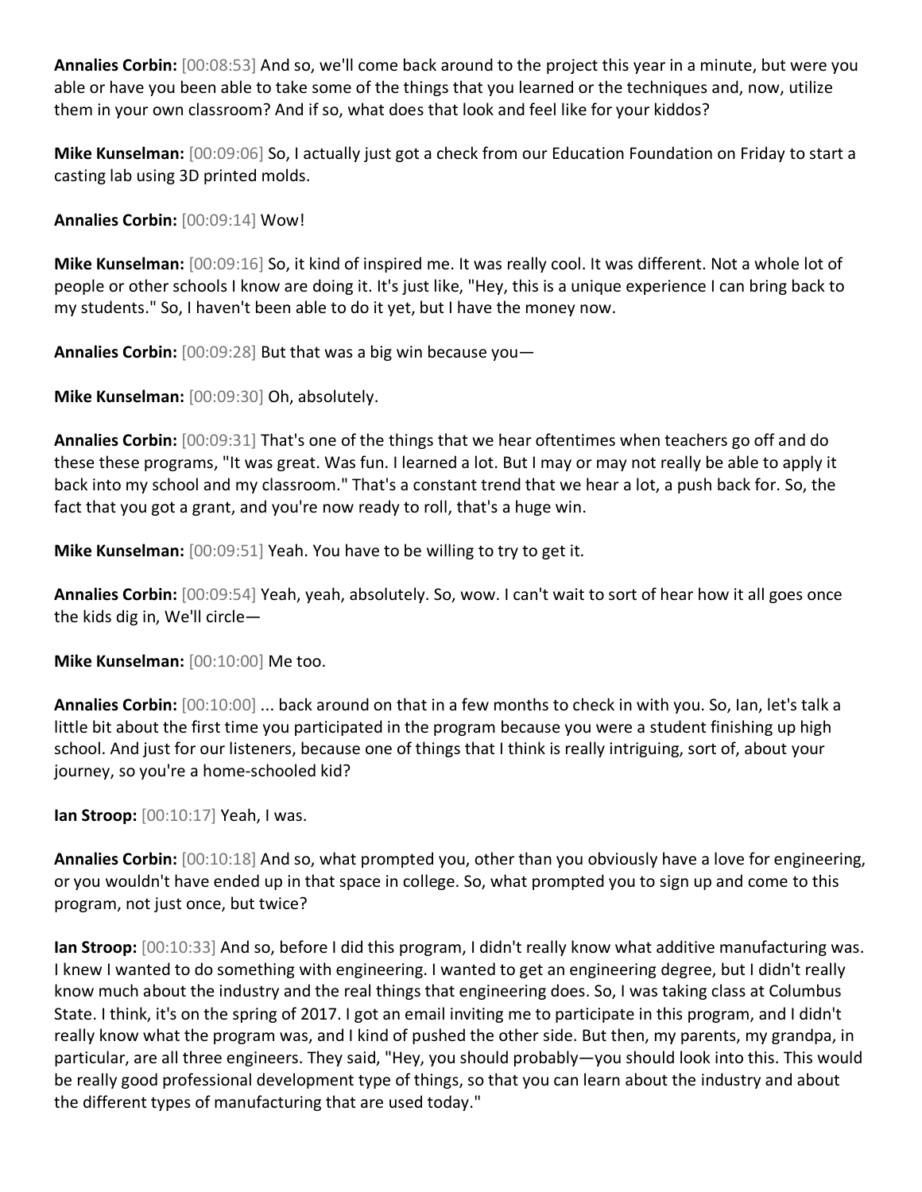**Annalies Corbin:** [00:08:53] And so, we'll come back around to the project this year in a minute, but were you able or have you been able to take some of the things that you learned or the techniques and, now, utilize them in your own classroom? And if so, what does that look and feel like for your kiddos?

**Mike Kunselman:** [00:09:06] So, I actually just got a check from our Education Foundation on Friday to start a casting lab using 3D printed molds.

**Annalies Corbin:** [00:09:14] Wow!

**Mike Kunselman:** [00:09:16] So, it kind of inspired me. It was really cool. It was different. Not a whole lot of people or other schools I know are doing it. It's just like, "Hey, this is a unique experience I can bring back to my students." So, I haven't been able to do it yet, but I have the money now.

**Annalies Corbin:** [00:09:28] But that was a big win because you—

**Mike Kunselman:** [00:09:30] Oh, absolutely.

**Annalies Corbin:** [00:09:31] That's one of the things that we hear oftentimes when teachers go off and do these these programs, "It was great. Was fun. I learned a lot. But I may or may not really be able to apply it back into my school and my classroom." That's a constant trend that we hear a lot, a push back for. So, the fact that you got a grant, and you're now ready to roll, that's a huge win.

**Mike Kunselman:** [00:09:51] Yeah. You have to be willing to try to get it.

**Annalies Corbin:** [00:09:54] Yeah, yeah, absolutely. So, wow. I can't wait to sort of hear how it all goes once the kids dig in, We'll circle—

**Mike Kunselman:** [00:10:00] Me too.

**Annalies Corbin:** [00:10:00] ... back around on that in a few months to check in with you. So, Ian, let's talk a little bit about the first time you participated in the program because you were a student finishing up high school. And just for our listeners, because one of things that I think is really intriguing, sort of, about your journey, so you're a home-schooled kid?

**Ian Stroop:** [00:10:17] Yeah, I was.

**Annalies Corbin:** [00:10:18] And so, what prompted you, other than you obviously have a love for engineering, or you wouldn't have ended up in that space in college. So, what prompted you to sign up and come to this program, not just once, but twice?

**Ian Stroop:** [00:10:33] And so, before I did this program, I didn't really know what additive manufacturing was. I knew I wanted to do something with engineering. I wanted to get an engineering degree, but I didn't really know much about the industry and the real things that engineering does. So, I was taking class at Columbus State. I think, it's on the spring of 2017. I got an email inviting me to participate in this program, and I didn't really know what the program was, and I kind of pushed the other side. But then, my parents, my grandpa, in particular, are all three engineers. They said, "Hey, you should probably—you should look into this. This would be really good professional development type of things, so that you can learn about the industry and about the different types of manufacturing that are used today."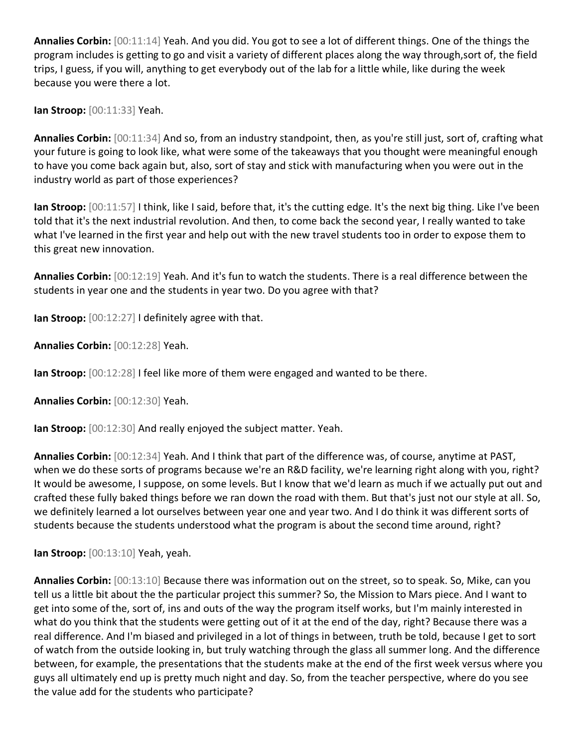**Annalies Corbin:** [00:11:14] Yeah. And you did. You got to see a lot of different things. One of the things the program includes is getting to go and visit a variety of different places along the way through,sort of, the field trips, I guess, if you will, anything to get everybody out of the lab for a little while, like during the week because you were there a lot.

**Ian Stroop:** [00:11:33] Yeah.

**Annalies Corbin:** [00:11:34] And so, from an industry standpoint, then, as you're still just, sort of, crafting what your future is going to look like, what were some of the takeaways that you thought were meaningful enough to have you come back again but, also, sort of stay and stick with manufacturing when you were out in the industry world as part of those experiences?

**Ian Stroop:** [00:11:57] I think, like I said, before that, it's the cutting edge. It's the next big thing. Like I've been told that it's the next industrial revolution. And then, to come back the second year, I really wanted to take what I've learned in the first year and help out with the new travel students too in order to expose them to this great new innovation.

**Annalies Corbin:** [00:12:19] Yeah. And it's fun to watch the students. There is a real difference between the students in year one and the students in year two. Do you agree with that?

**Ian Stroop:** [00:12:27] I definitely agree with that.

**Annalies Corbin:** [00:12:28] Yeah.

**Ian Stroop:** [00:12:28] I feel like more of them were engaged and wanted to be there.

**Annalies Corbin:** [00:12:30] Yeah.

**Ian Stroop:** [00:12:30] And really enjoyed the subject matter. Yeah.

**Annalies Corbin:** [00:12:34] Yeah. And I think that part of the difference was, of course, anytime at PAST, when we do these sorts of programs because we're an R&D facility, we're learning right along with you, right? It would be awesome, I suppose, on some levels. But I know that we'd learn as much if we actually put out and crafted these fully baked things before we ran down the road with them. But that's just not our style at all. So, we definitely learned a lot ourselves between year one and year two. And I do think it was different sorts of students because the students understood what the program is about the second time around, right?

**Ian Stroop:** [00:13:10] Yeah, yeah.

**Annalies Corbin:** [00:13:10] Because there was information out on the street, so to speak. So, Mike, can you tell us a little bit about the the particular project this summer? So, the Mission to Mars piece. And I want to get into some of the, sort of, ins and outs of the way the program itself works, but I'm mainly interested in what do you think that the students were getting out of it at the end of the day, right? Because there was a real difference. And I'm biased and privileged in a lot of things in between, truth be told, because I get to sort of watch from the outside looking in, but truly watching through the glass all summer long. And the difference between, for example, the presentations that the students make at the end of the first week versus where you guys all ultimately end up is pretty much night and day. So, from the teacher perspective, where do you see the value add for the students who participate?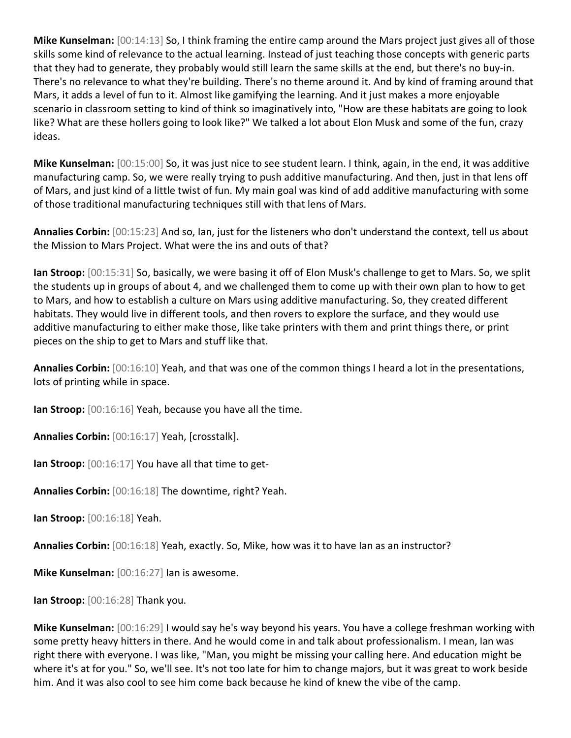**Mike Kunselman:** [00:14:13] So, I think framing the entire camp around the Mars project just gives all of those skills some kind of relevance to the actual learning. Instead of just teaching those concepts with generic parts that they had to generate, they probably would still learn the same skills at the end, but there's no buy-in. There's no relevance to what they're building. There's no theme around it. And by kind of framing around that Mars, it adds a level of fun to it. Almost like gamifying the learning. And it just makes a more enjoyable scenario in classroom setting to kind of think so imaginatively into, "How are these habitats are going to look like? What are these hollers going to look like?" We talked a lot about Elon Musk and some of the fun, crazy ideas.

**Mike Kunselman:** [00:15:00] So, it was just nice to see student learn. I think, again, in the end, it was additive manufacturing camp. So, we were really trying to push additive manufacturing. And then, just in that lens off of Mars, and just kind of a little twist of fun. My main goal was kind of add additive manufacturing with some of those traditional manufacturing techniques still with that lens of Mars.

**Annalies Corbin:** [00:15:23] And so, Ian, just for the listeners who don't understand the context, tell us about the Mission to Mars Project. What were the ins and outs of that?

**Ian Stroop:** [00:15:31] So, basically, we were basing it off of Elon Musk's challenge to get to Mars. So, we split the students up in groups of about 4, and we challenged them to come up with their own plan to how to get to Mars, and how to establish a culture on Mars using additive manufacturing. So, they created different habitats. They would live in different tools, and then rovers to explore the surface, and they would use additive manufacturing to either make those, like take printers with them and print things there, or print pieces on the ship to get to Mars and stuff like that.

**Annalies Corbin:** [00:16:10] Yeah, and that was one of the common things I heard a lot in the presentations, lots of printing while in space.

**Ian Stroop:** [00:16:16] Yeah, because you have all the time.

**Annalies Corbin:** [00:16:17] Yeah, [crosstalk].

**Ian Stroop:** [00:16:17] You have all that time to get-

**Annalies Corbin:** [00:16:18] The downtime, right? Yeah.

**Ian Stroop:** [00:16:18] Yeah.

**Annalies Corbin:** [00:16:18] Yeah, exactly. So, Mike, how was it to have Ian as an instructor?

**Mike Kunselman:** [00:16:27] Ian is awesome.

**Ian Stroop:** [00:16:28] Thank you.

**Mike Kunselman:** [00:16:29] I would say he's way beyond his years. You have a college freshman working with some pretty heavy hitters in there. And he would come in and talk about professionalism. I mean, Ian was right there with everyone. I was like, "Man, you might be missing your calling here. And education might be where it's at for you." So, we'll see. It's not too late for him to change majors, but it was great to work beside him. And it was also cool to see him come back because he kind of knew the vibe of the camp.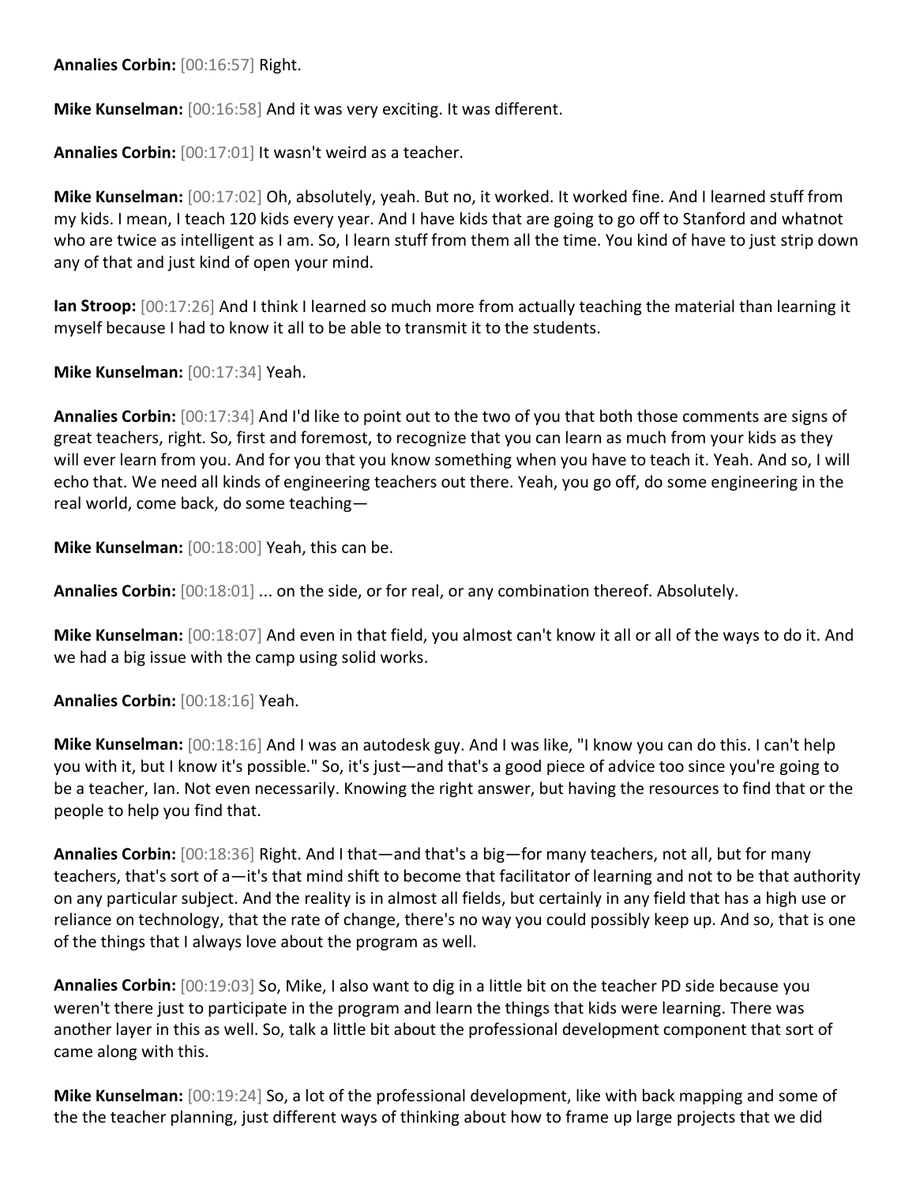**Annalies Corbin:** [00:16:57] Right.

**Mike Kunselman:** [00:16:58] And it was very exciting. It was different.

**Annalies Corbin:** [00:17:01] It wasn't weird as a teacher.

**Mike Kunselman:** [00:17:02] Oh, absolutely, yeah. But no, it worked. It worked fine. And I learned stuff from my kids. I mean, I teach 120 kids every year. And I have kids that are going to go off to Stanford and whatnot who are twice as intelligent as I am. So, I learn stuff from them all the time. You kind of have to just strip down any of that and just kind of open your mind.

**Ian Stroop:** [00:17:26] And I think I learned so much more from actually teaching the material than learning it myself because I had to know it all to be able to transmit it to the students.

**Mike Kunselman:** [00:17:34] Yeah.

**Annalies Corbin:** [00:17:34] And I'd like to point out to the two of you that both those comments are signs of great teachers, right. So, first and foremost, to recognize that you can learn as much from your kids as they will ever learn from you. And for you that you know something when you have to teach it. Yeah. And so, I will echo that. We need all kinds of engineering teachers out there. Yeah, you go off, do some engineering in the real world, come back, do some teaching—

**Mike Kunselman:** [00:18:00] Yeah, this can be.

**Annalies Corbin:** [00:18:01] ... on the side, or for real, or any combination thereof. Absolutely.

**Mike Kunselman:** [00:18:07] And even in that field, you almost can't know it all or all of the ways to do it. And we had a big issue with the camp using solid works.

**Annalies Corbin:** [00:18:16] Yeah.

**Mike Kunselman:** [00:18:16] And I was an autodesk guy. And I was like, "I know you can do this. I can't help you with it, but I know it's possible." So, it's just—and that's a good piece of advice too since you're going to be a teacher, Ian. Not even necessarily. Knowing the right answer, but having the resources to find that or the people to help you find that.

**Annalies Corbin:** [00:18:36] Right. And I that—and that's a big—for many teachers, not all, but for many teachers, that's sort of a—it's that mind shift to become that facilitator of learning and not to be that authority on any particular subject. And the reality is in almost all fields, but certainly in any field that has a high use or reliance on technology, that the rate of change, there's no way you could possibly keep up. And so, that is one of the things that I always love about the program as well.

**Annalies Corbin:** [00:19:03] So, Mike, I also want to dig in a little bit on the teacher PD side because you weren't there just to participate in the program and learn the things that kids were learning. There was another layer in this as well. So, talk a little bit about the professional development component that sort of came along with this.

**Mike Kunselman:** [00:19:24] So, a lot of the professional development, like with back mapping and some of the the teacher planning, just different ways of thinking about how to frame up large projects that we did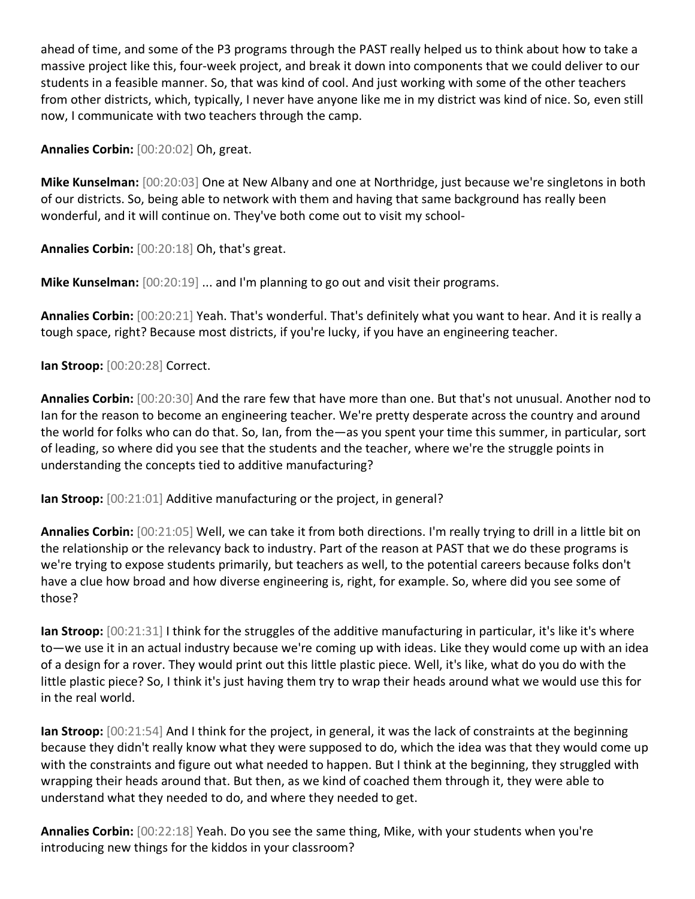ahead of time, and some of the P3 programs through the PAST really helped us to think about how to take a massive project like this, four-week project, and break it down into components that we could deliver to our students in a feasible manner. So, that was kind of cool. And just working with some of the other teachers from other districts, which, typically, I never have anyone like me in my district was kind of nice. So, even still now, I communicate with two teachers through the camp.

**Annalies Corbin:** [00:20:02] Oh, great.

**Mike Kunselman:** [00:20:03] One at New Albany and one at Northridge, just because we're singletons in both of our districts. So, being able to network with them and having that same background has really been wonderful, and it will continue on. They've both come out to visit my school-

**Annalies Corbin:** [00:20:18] Oh, that's great.

**Mike Kunselman:** [00:20:19] ... and I'm planning to go out and visit their programs.

**Annalies Corbin:** [00:20:21] Yeah. That's wonderful. That's definitely what you want to hear. And it is really a tough space, right? Because most districts, if you're lucky, if you have an engineering teacher.

**Ian Stroop:** [00:20:28] Correct.

**Annalies Corbin:** [00:20:30] And the rare few that have more than one. But that's not unusual. Another nod to Ian for the reason to become an engineering teacher. We're pretty desperate across the country and around the world for folks who can do that. So, Ian, from the—as you spent your time this summer, in particular, sort of leading, so where did you see that the students and the teacher, where we're the struggle points in understanding the concepts tied to additive manufacturing?

**Ian Stroop:** [00:21:01] Additive manufacturing or the project, in general?

**Annalies Corbin:** [00:21:05] Well, we can take it from both directions. I'm really trying to drill in a little bit on the relationship or the relevancy back to industry. Part of the reason at PAST that we do these programs is we're trying to expose students primarily, but teachers as well, to the potential careers because folks don't have a clue how broad and how diverse engineering is, right, for example. So, where did you see some of those?

**Ian Stroop:** [00:21:31] I think for the struggles of the additive manufacturing in particular, it's like it's where to—we use it in an actual industry because we're coming up with ideas. Like they would come up with an idea of a design for a rover. They would print out this little plastic piece. Well, it's like, what do you do with the little plastic piece? So, I think it's just having them try to wrap their heads around what we would use this for in the real world.

**Ian Stroop:** [00:21:54] And I think for the project, in general, it was the lack of constraints at the beginning because they didn't really know what they were supposed to do, which the idea was that they would come up with the constraints and figure out what needed to happen. But I think at the beginning, they struggled with wrapping their heads around that. But then, as we kind of coached them through it, they were able to understand what they needed to do, and where they needed to get.

**Annalies Corbin:** [00:22:18] Yeah. Do you see the same thing, Mike, with your students when you're introducing new things for the kiddos in your classroom?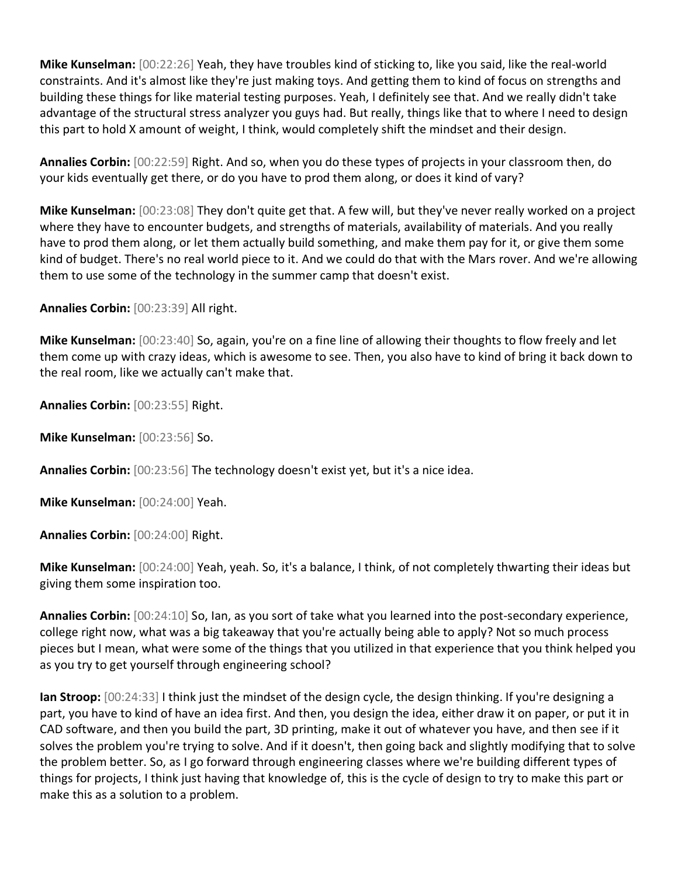**Mike Kunselman:** [00:22:26] Yeah, they have troubles kind of sticking to, like you said, like the real-world constraints. And it's almost like they're just making toys. And getting them to kind of focus on strengths and building these things for like material testing purposes. Yeah, I definitely see that. And we really didn't take advantage of the structural stress analyzer you guys had. But really, things like that to where I need to design this part to hold X amount of weight, I think, would completely shift the mindset and their design.

**Annalies Corbin:** [00:22:59] Right. And so, when you do these types of projects in your classroom then, do your kids eventually get there, or do you have to prod them along, or does it kind of vary?

**Mike Kunselman:** [00:23:08] They don't quite get that. A few will, but they've never really worked on a project where they have to encounter budgets, and strengths of materials, availability of materials. And you really have to prod them along, or let them actually build something, and make them pay for it, or give them some kind of budget. There's no real world piece to it. And we could do that with the Mars rover. And we're allowing them to use some of the technology in the summer camp that doesn't exist.

**Annalies Corbin:** [00:23:39] All right.

**Mike Kunselman:** [00:23:40] So, again, you're on a fine line of allowing their thoughts to flow freely and let them come up with crazy ideas, which is awesome to see. Then, you also have to kind of bring it back down to the real room, like we actually can't make that.

**Annalies Corbin:** [00:23:55] Right.

**Mike Kunselman:** [00:23:56] So.

**Annalies Corbin:** [00:23:56] The technology doesn't exist yet, but it's a nice idea.

**Mike Kunselman:** [00:24:00] Yeah.

**Annalies Corbin:** [00:24:00] Right.

**Mike Kunselman:** [00:24:00] Yeah, yeah. So, it's a balance, I think, of not completely thwarting their ideas but giving them some inspiration too.

**Annalies Corbin:** [00:24:10] So, Ian, as you sort of take what you learned into the post-secondary experience, college right now, what was a big takeaway that you're actually being able to apply? Not so much process pieces but I mean, what were some of the things that you utilized in that experience that you think helped you as you try to get yourself through engineering school?

**Ian Stroop:** [00:24:33] I think just the mindset of the design cycle, the design thinking. If you're designing a part, you have to kind of have an idea first. And then, you design the idea, either draw it on paper, or put it in CAD software, and then you build the part, 3D printing, make it out of whatever you have, and then see if it solves the problem you're trying to solve. And if it doesn't, then going back and slightly modifying that to solve the problem better. So, as I go forward through engineering classes where we're building different types of things for projects, I think just having that knowledge of, this is the cycle of design to try to make this part or make this as a solution to a problem.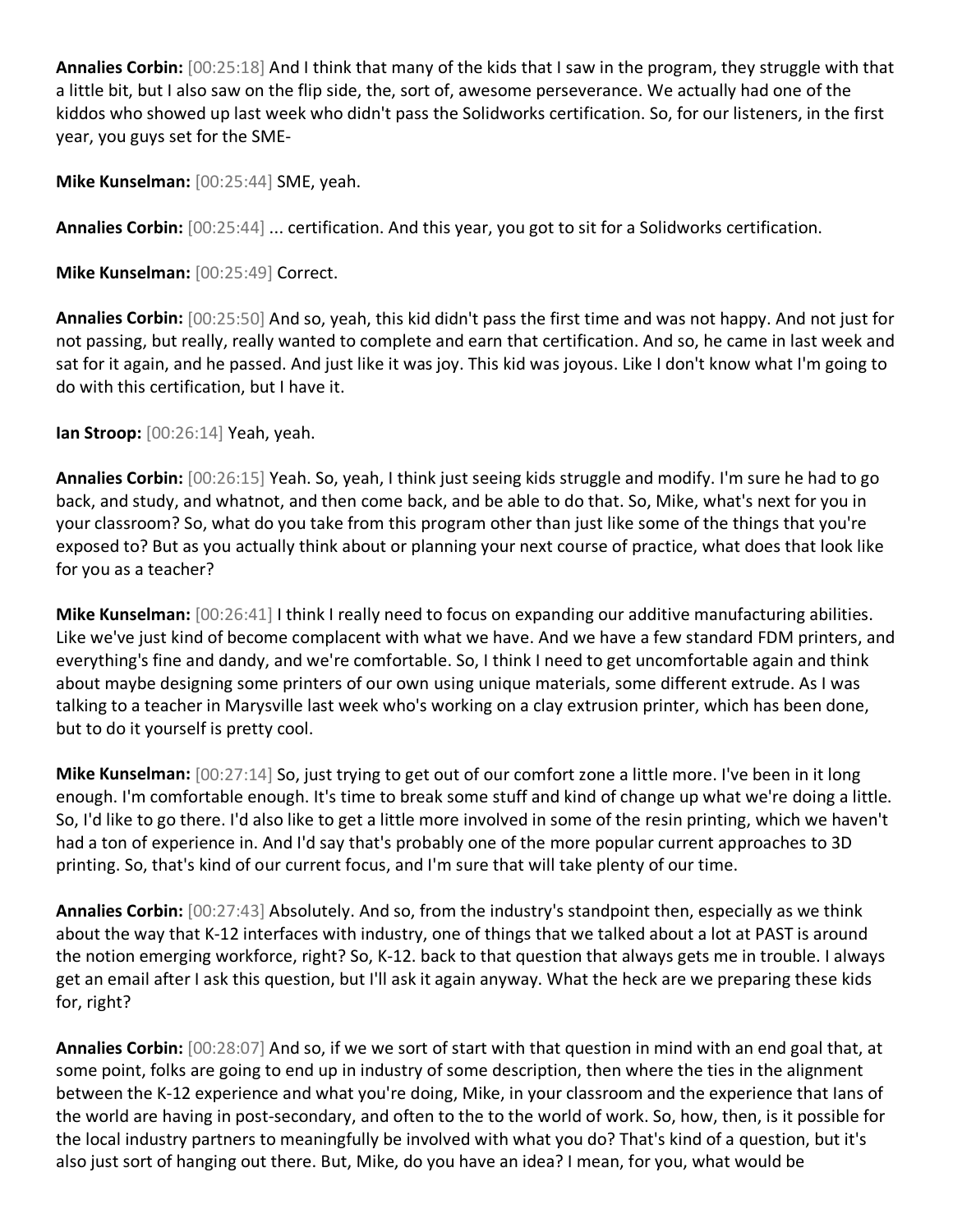**Annalies Corbin:** [00:25:18] And I think that many of the kids that I saw in the program, they struggle with that a little bit, but I also saw on the flip side, the, sort of, awesome perseverance. We actually had one of the kiddos who showed up last week who didn't pass the Solidworks certification. So, for our listeners, in the first year, you guys set for the SME-

**Mike Kunselman:** [00:25:44] SME, yeah.

**Annalies Corbin:** [00:25:44] ... certification. And this year, you got to sit for a Solidworks certification.

**Mike Kunselman:** [00:25:49] Correct.

**Annalies Corbin:** [00:25:50] And so, yeah, this kid didn't pass the first time and was not happy. And not just for not passing, but really, really wanted to complete and earn that certification. And so, he came in last week and sat for it again, and he passed. And just like it was joy. This kid was joyous. Like I don't know what I'm going to do with this certification, but I have it.

**Ian Stroop:** [00:26:14] Yeah, yeah.

**Annalies Corbin:** [00:26:15] Yeah. So, yeah, I think just seeing kids struggle and modify. I'm sure he had to go back, and study, and whatnot, and then come back, and be able to do that. So, Mike, what's next for you in your classroom? So, what do you take from this program other than just like some of the things that you're exposed to? But as you actually think about or planning your next course of practice, what does that look like for you as a teacher?

**Mike Kunselman:** [00:26:41] I think I really need to focus on expanding our additive manufacturing abilities. Like we've just kind of become complacent with what we have. And we have a few standard FDM printers, and everything's fine and dandy, and we're comfortable. So, I think I need to get uncomfortable again and think about maybe designing some printers of our own using unique materials, some different extrude. As I was talking to a teacher in Marysville last week who's working on a clay extrusion printer, which has been done, but to do it yourself is pretty cool.

**Mike Kunselman:** [00:27:14] So, just trying to get out of our comfort zone a little more. I've been in it long enough. I'm comfortable enough. It's time to break some stuff and kind of change up what we're doing a little. So, I'd like to go there. I'd also like to get a little more involved in some of the resin printing, which we haven't had a ton of experience in. And I'd say that's probably one of the more popular current approaches to 3D printing. So, that's kind of our current focus, and I'm sure that will take plenty of our time.

**Annalies Corbin:** [00:27:43] Absolutely. And so, from the industry's standpoint then, especially as we think about the way that K-12 interfaces with industry, one of things that we talked about a lot at PAST is around the notion emerging workforce, right? So, K-12. back to that question that always gets me in trouble. I always get an email after I ask this question, but I'll ask it again anyway. What the heck are we preparing these kids for, right?

**Annalies Corbin:** [00:28:07] And so, if we we sort of start with that question in mind with an end goal that, at some point, folks are going to end up in industry of some description, then where the ties in the alignment between the K-12 experience and what you're doing, Mike, in your classroom and the experience that Ians of the world are having in post-secondary, and often to the to the world of work. So, how, then, is it possible for the local industry partners to meaningfully be involved with what you do? That's kind of a question, but it's also just sort of hanging out there. But, Mike, do you have an idea? I mean, for you, what would be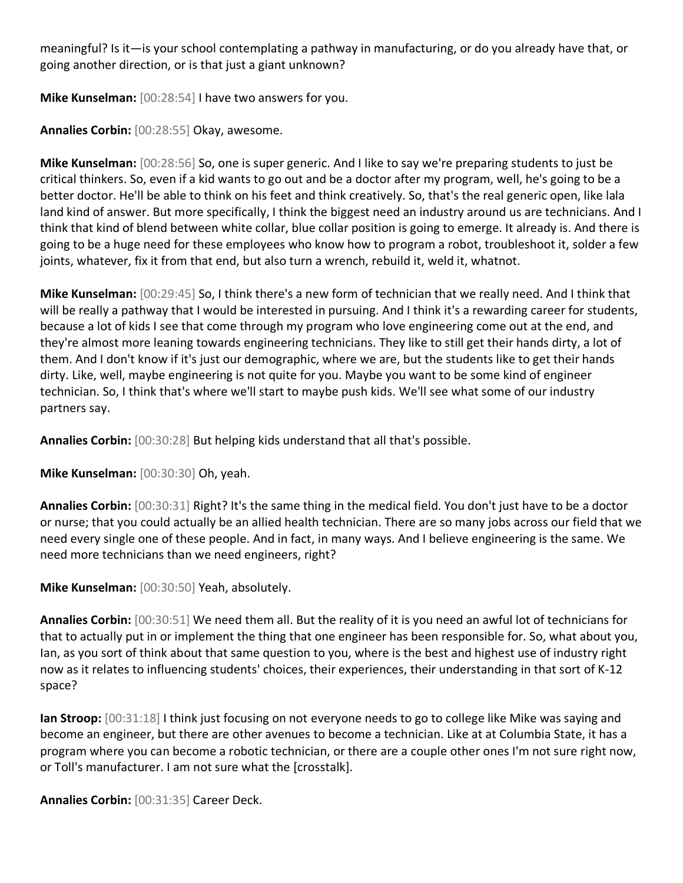meaningful? Is it—is your school contemplating a pathway in manufacturing, or do you already have that, or going another direction, or is that just a giant unknown?

**Mike Kunselman:** [00:28:54] I have two answers for you.

**Annalies Corbin:** [00:28:55] Okay, awesome.

**Mike Kunselman:** [00:28:56] So, one is super generic. And I like to say we're preparing students to just be critical thinkers. So, even if a kid wants to go out and be a doctor after my program, well, he's going to be a better doctor. He'll be able to think on his feet and think creatively. So, that's the real generic open, like lala land kind of answer. But more specifically, I think the biggest need an industry around us are technicians. And I think that kind of blend between white collar, blue collar position is going to emerge. It already is. And there is going to be a huge need for these employees who know how to program a robot, troubleshoot it, solder a few joints, whatever, fix it from that end, but also turn a wrench, rebuild it, weld it, whatnot.

**Mike Kunselman:** [00:29:45] So, I think there's a new form of technician that we really need. And I think that will be really a pathway that I would be interested in pursuing. And I think it's a rewarding career for students, because a lot of kids I see that come through my program who love engineering come out at the end, and they're almost more leaning towards engineering technicians. They like to still get their hands dirty, a lot of them. And I don't know if it's just our demographic, where we are, but the students like to get their hands dirty. Like, well, maybe engineering is not quite for you. Maybe you want to be some kind of engineer technician. So, I think that's where we'll start to maybe push kids. We'll see what some of our industry partners say.

**Annalies Corbin:** [00:30:28] But helping kids understand that all that's possible.

**Mike Kunselman:** [00:30:30] Oh, yeah.

**Annalies Corbin:** [00:30:31] Right? It's the same thing in the medical field. You don't just have to be a doctor or nurse; that you could actually be an allied health technician. There are so many jobs across our field that we need every single one of these people. And in fact, in many ways. And I believe engineering is the same. We need more technicians than we need engineers, right?

**Mike Kunselman:** [00:30:50] Yeah, absolutely.

**Annalies Corbin:** [00:30:51] We need them all. But the reality of it is you need an awful lot of technicians for that to actually put in or implement the thing that one engineer has been responsible for. So, what about you, Ian, as you sort of think about that same question to you, where is the best and highest use of industry right now as it relates to influencing students' choices, their experiences, their understanding in that sort of K-12 space?

**Ian Stroop:** [00:31:18] I think just focusing on not everyone needs to go to college like Mike was saying and become an engineer, but there are other avenues to become a technician. Like at at Columbia State, it has a program where you can become a robotic technician, or there are a couple other ones I'm not sure right now, or Toll's manufacturer. I am not sure what the [crosstalk].

**Annalies Corbin:** [00:31:35] Career Deck.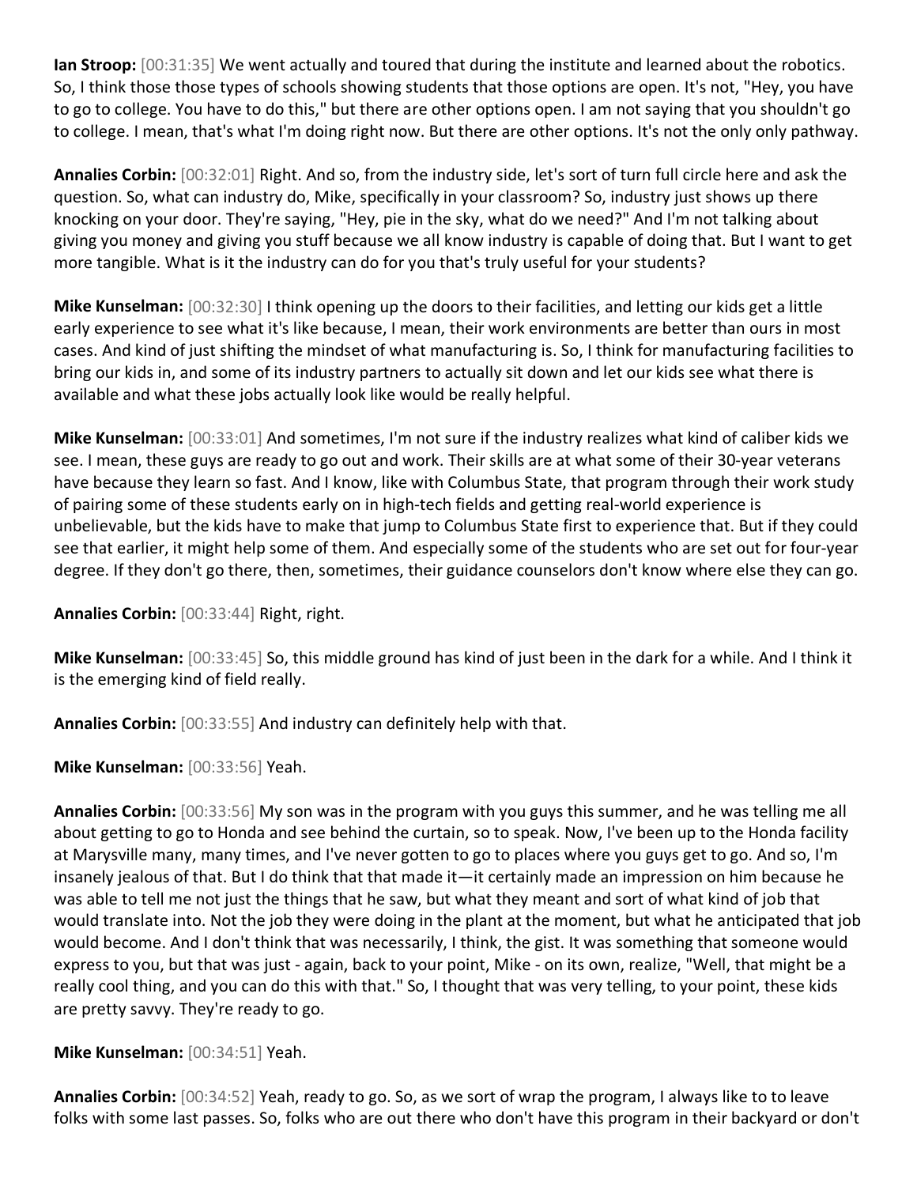**Ian Stroop:** [00:31:35] We went actually and toured that during the institute and learned about the robotics. So, I think those those types of schools showing students that those options are open. It's not, "Hey, you have to go to college. You have to do this," but there are other options open. I am not saying that you shouldn't go to college. I mean, that's what I'm doing right now. But there are other options. It's not the only only pathway.

**Annalies Corbin:** [00:32:01] Right. And so, from the industry side, let's sort of turn full circle here and ask the question. So, what can industry do, Mike, specifically in your classroom? So, industry just shows up there knocking on your door. They're saying, "Hey, pie in the sky, what do we need?" And I'm not talking about giving you money and giving you stuff because we all know industry is capable of doing that. But I want to get more tangible. What is it the industry can do for you that's truly useful for your students?

**Mike Kunselman:** [00:32:30] I think opening up the doors to their facilities, and letting our kids get a little early experience to see what it's like because, I mean, their work environments are better than ours in most cases. And kind of just shifting the mindset of what manufacturing is. So, I think for manufacturing facilities to bring our kids in, and some of its industry partners to actually sit down and let our kids see what there is available and what these jobs actually look like would be really helpful.

**Mike Kunselman:** [00:33:01] And sometimes, I'm not sure if the industry realizes what kind of caliber kids we see. I mean, these guys are ready to go out and work. Their skills are at what some of their 30-year veterans have because they learn so fast. And I know, like with Columbus State, that program through their work study of pairing some of these students early on in high-tech fields and getting real-world experience is unbelievable, but the kids have to make that jump to Columbus State first to experience that. But if they could see that earlier, it might help some of them. And especially some of the students who are set out for four-year degree. If they don't go there, then, sometimes, their guidance counselors don't know where else they can go.

**Annalies Corbin:** [00:33:44] Right, right.

**Mike Kunselman:** [00:33:45] So, this middle ground has kind of just been in the dark for a while. And I think it is the emerging kind of field really.

**Annalies Corbin:** [00:33:55] And industry can definitely help with that.

**Mike Kunselman:** [00:33:56] Yeah.

**Annalies Corbin:** [00:33:56] My son was in the program with you guys this summer, and he was telling me all about getting to go to Honda and see behind the curtain, so to speak. Now, I've been up to the Honda facility at Marysville many, many times, and I've never gotten to go to places where you guys get to go. And so, I'm insanely jealous of that. But I do think that that made it—it certainly made an impression on him because he was able to tell me not just the things that he saw, but what they meant and sort of what kind of job that would translate into. Not the job they were doing in the plant at the moment, but what he anticipated that job would become. And I don't think that was necessarily, I think, the gist. It was something that someone would express to you, but that was just - again, back to your point, Mike - on its own, realize, "Well, that might be a really cool thing, and you can do this with that." So, I thought that was very telling, to your point, these kids are pretty savvy. They're ready to go.

**Mike Kunselman:** [00:34:51] Yeah.

**Annalies Corbin:** [00:34:52] Yeah, ready to go. So, as we sort of wrap the program, I always like to to leave folks with some last passes. So, folks who are out there who don't have this program in their backyard or don't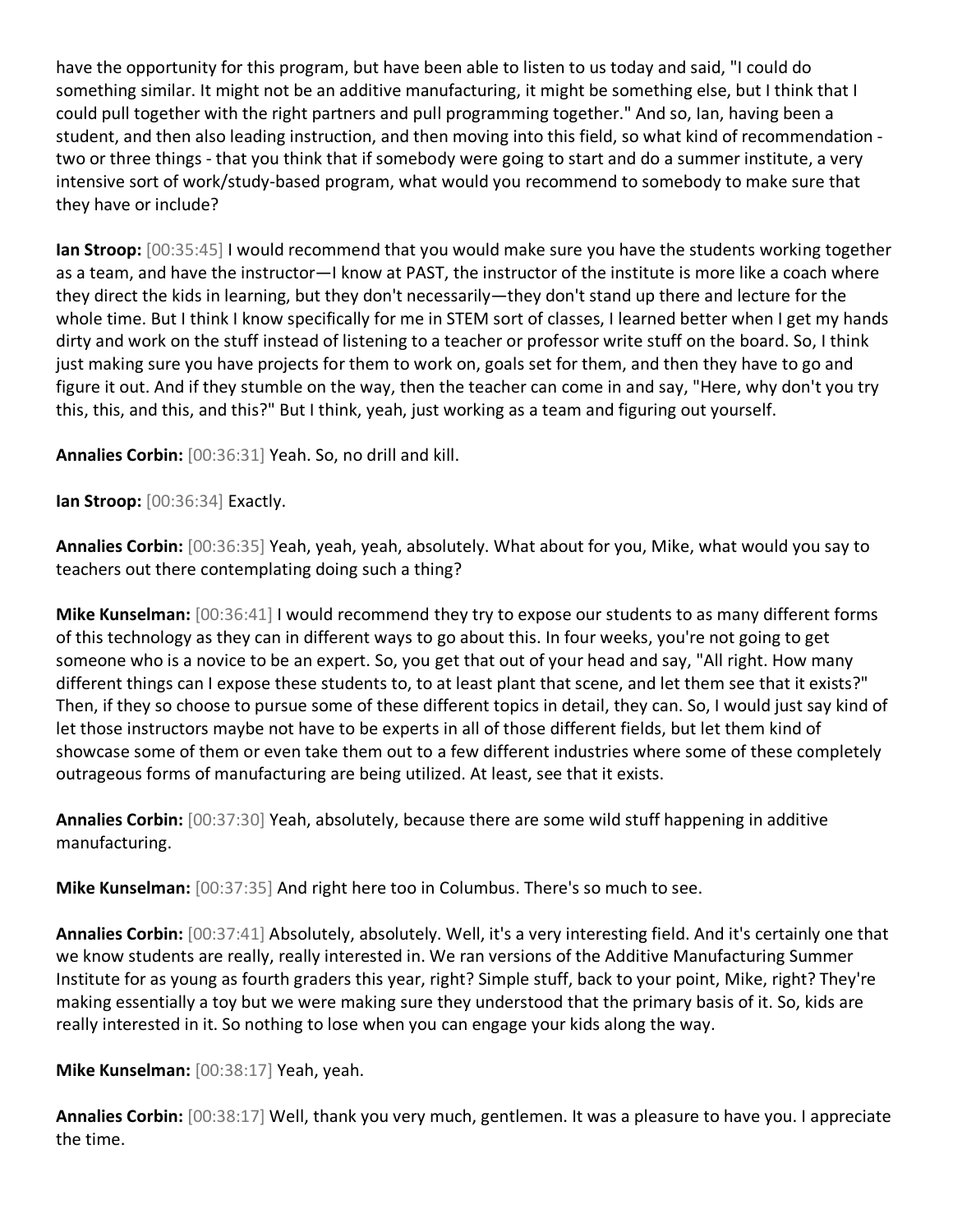have the opportunity for this program, but have been able to listen to us today and said, "I could do something similar. It might not be an additive manufacturing, it might be something else, but I think that I could pull together with the right partners and pull programming together." And so, Ian, having been a student, and then also leading instruction, and then moving into this field, so what kind of recommendation - two or three things - that you think that if somebody were going to start and do a summer institute, a very intensive sort of work/study-based program, what would you recommend to somebody to make sure that they have or include?

**Ian Stroop:** [00:35:45] I would recommend that you would make sure you have the students working together as a team, and have the instructor—I know at PAST, the instructor of the institute is more like a coach where they direct the kids in learning, but they don't necessarily—they don't stand up there and lecture for the whole time. But I think I know specifically for me in STEM sort of classes, I learned better when I get my hands dirty and work on the stuff instead of listening to a teacher or professor write stuff on the board. So, I think just making sure you have projects for them to work on, goals set for them, and then they have to go and figure it out. And if they stumble on the way, then the teacher can come in and say, "Here, why don't you try this, this, and this, and this?" But I think, yeah, just working as a team and figuring out yourself.

**Annalies Corbin:** [00:36:31] Yeah. So, no drill and kill.

**Ian Stroop:** [00:36:34] Exactly.

**Annalies Corbin:** [00:36:35] Yeah, yeah, yeah, absolutely. What about for you, Mike, what would you say to teachers out there contemplating doing such a thing?

**Mike Kunselman:** [00:36:41] I would recommend they try to expose our students to as many different forms of this technology as they can in different ways to go about this. In four weeks, you're not going to get someone who is a novice to be an expert. So, you get that out of your head and say, "All right. How many different things can I expose these students to, to at least plant that scene, and let them see that it exists?" Then, if they so choose to pursue some of these different topics in detail, they can. So, I would just say kind of let those instructors maybe not have to be experts in all of those different fields, but let them kind of showcase some of them or even take them out to a few different industries where some of these completely outrageous forms of manufacturing are being utilized. At least, see that it exists.

**Annalies Corbin:** [00:37:30] Yeah, absolutely, because there are some wild stuff happening in additive manufacturing.

**Mike Kunselman:** [00:37:35] And right here too in Columbus. There's so much to see.

**Annalies Corbin:** [00:37:41] Absolutely, absolutely. Well, it's a very interesting field. And it's certainly one that we know students are really, really interested in. We ran versions of the Additive Manufacturing Summer Institute for as young as fourth graders this year, right? Simple stuff, back to your point, Mike, right? They're making essentially a toy but we were making sure they understood that the primary basis of it. So, kids are really interested in it. So nothing to lose when you can engage your kids along the way.

**Mike Kunselman:** [00:38:17] Yeah, yeah.

**Annalies Corbin:** [00:38:17] Well, thank you very much, gentlemen. It was a pleasure to have you. I appreciate the time.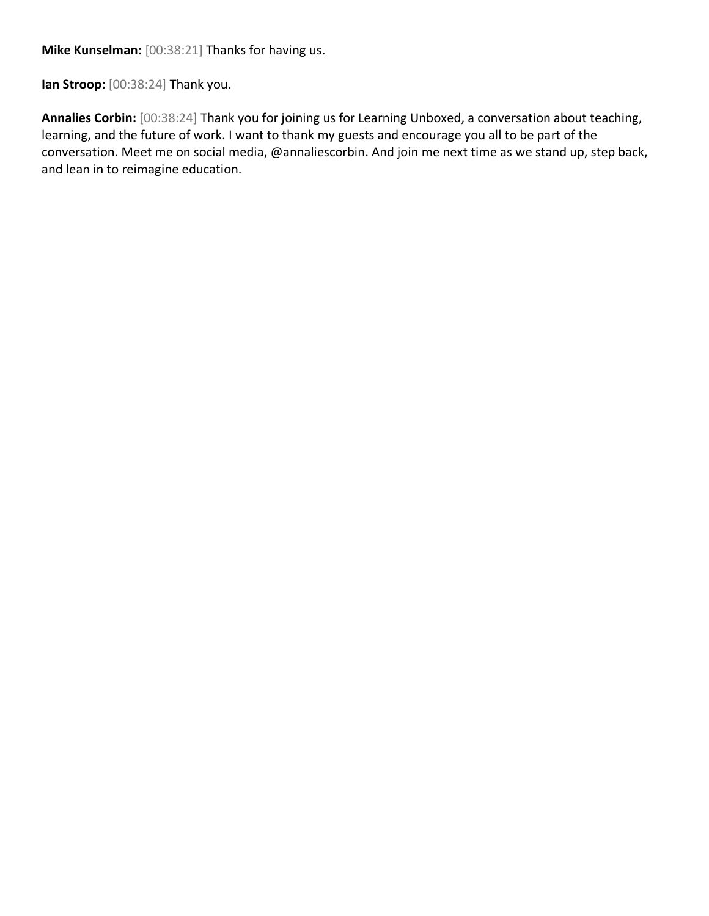**Mike Kunselman:** [00:38:21] Thanks for having us.

**Ian Stroop:** [00:38:24] Thank you.

**Annalies Corbin:** [00:38:24] Thank you for joining us for Learning Unboxed, a conversation about teaching, learning, and the future of work. I want to thank my guests and encourage you all to be part of the conversation. Meet me on social media, @annaliescorbin. And join me next time as we stand up, step back, and lean in to reimagine education.